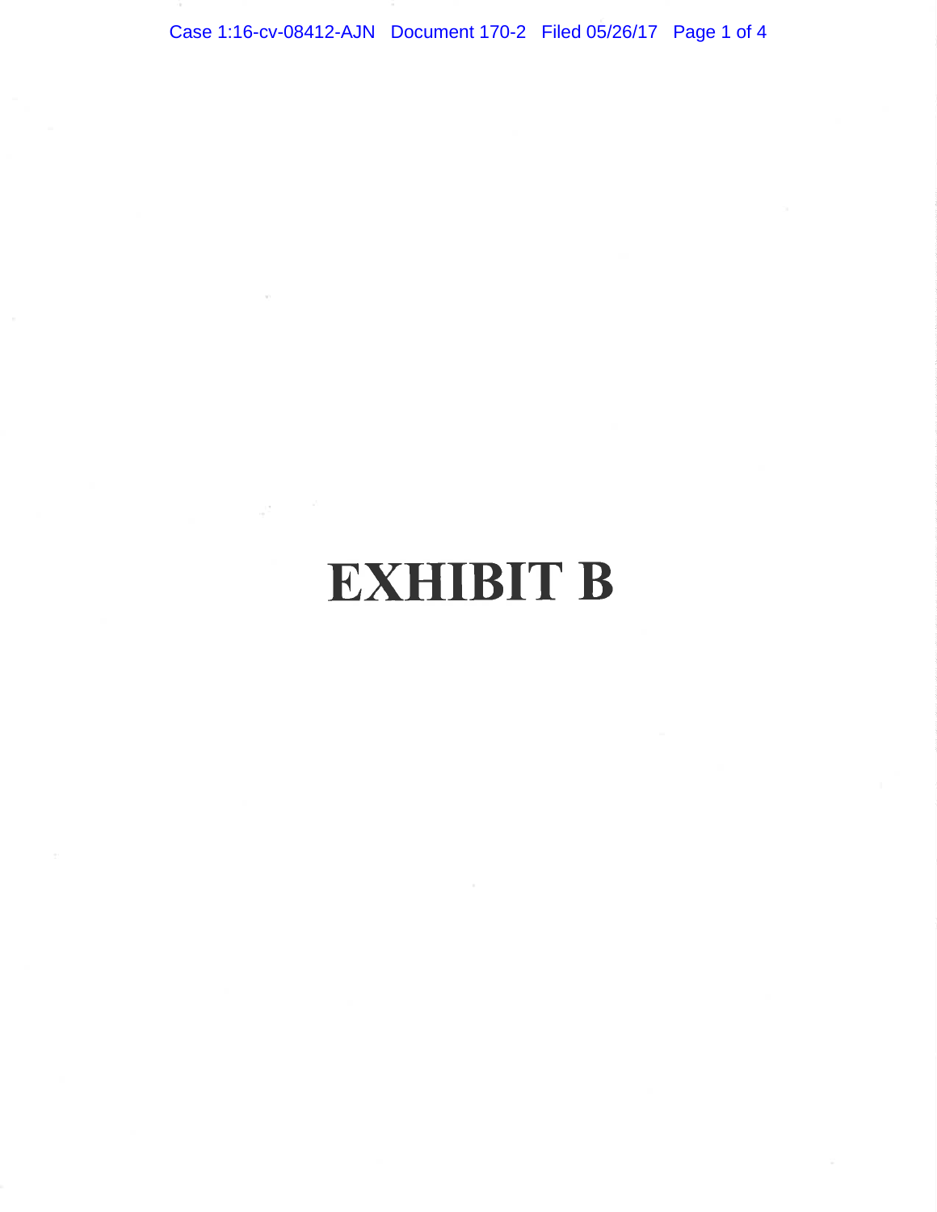# EXHIBIT B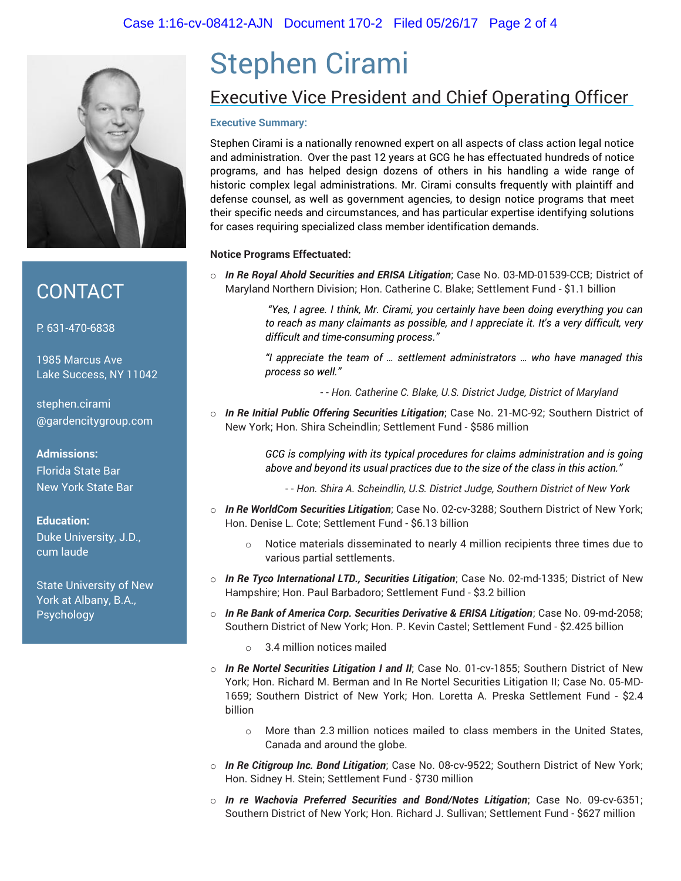# Stephen Cirami

## Executive Vice President and Chief Operating Officer

**Executive Summary:**

Stephen Cirami is a nationally renowned expert on all aspects of class action legal notice and administration. Over the past 12 years at GCG he has effectuated hundreds of notice programs, and has helped design dozens of others in his handling a wide range of historic complex legal administrations. Mr. Cirami consults frequently with plaintiff and defense counsel, as well as government agencies, to design notice programs that meet their specific needs and circumstances, and has particular expertise identifying solutions for cases requiring specialized class member identification demands.

**Notice Programs Effectuated:**

- ***In Re Royal Ahold Securities and ERISA Litigation***; Case No. 03-MD-01539-CCB; District of Maryland Northern Division; Hon. Catherine C. Blake; Settlement Fund - $1.1 billion

  > *"Yes, I agree. I think, Mr. Cirami, you certainly have been doing everything you can to reach as many claimants as possible, and I appreciate it. It's a very difficult, very difficult and time-consuming process."*
  >
  > *"I appreciate the team of … settlement administrators … who have managed this process so well."*
  >
  > *- - Hon. Catherine C. Blake, U.S. District Judge, District of Maryland*

- ***In Re Initial Public Offering Securities Litigation***; Case No. 21-MC-92; Southern District of New York; Hon. Shira Scheindlin; Settlement Fund - $586 million

  > *GCG is complying with its typical procedures for claims administration and is going above and beyond its usual practices due to the size of the class in this action."*
  >
  > *- - Hon. Shira A. Scheindlin, U.S. District Judge, Southern District of New York*

- ***In Re WorldCom Securities Litigation***; Case No. 02-cv-3288; Southern District of New York; Hon. Denise L. Cote; Settlement Fund - $6.13 billion
  - Notice materials disseminated to nearly 4 million recipients three times due to various partial settlements.
- ***In Re Tyco International LTD., Securities Litigation***; Case No. 02-md-1335; District of New Hampshire; Hon. Paul Barbadoro; Settlement Fund - $3.2 billion
- ***In Re Bank of America Corp. Securities Derivative & ERISA Litigation***; Case No. 09-md-2058; Southern District of New York; Hon. P. Kevin Castel; Settlement Fund - $2.425 billion
  - 3.4 million notices mailed
- ***In Re Nortel Securities Litigation I and II***; Case No. 01-cv-1855; Southern District of New York; Hon. Richard M. Berman and In Re Nortel Securities Litigation II; Case No. 05-MD-1659; Southern District of New York; Hon. Loretta A. Preska Settlement Fund - $2.4 billion
  - More than 2.3 million notices mailed to class members in the United States, Canada and around the globe.
- ***In Re Citigroup Inc. Bond Litigation***; Case No. 08-cv-9522; Southern District of New York; Hon. Sidney H. Stein; Settlement Fund - $730 million
- ***In re Wachovia Preferred Securities and Bond/Notes Litigation***; Case No. 09-cv-6351; Southern District of New York; Hon. Richard J. Sullivan; Settlement Fund - $627 million

## CONTACT

P. 631-470-6838

1985 Marcus Ave
Lake Success, NY 11042

stephen.cirami@gardencitygroup.com

**Admissions:**
Florida State Bar
New York State Bar

**Education:**
Duke University, J.D., cum laude

State University of New York at Albany, B.A., Psychology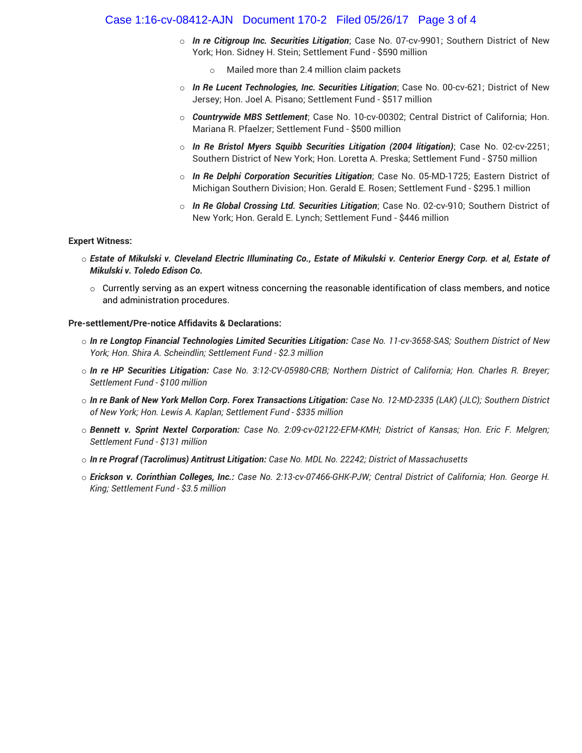- ***In re Citigroup Inc. Securities Litigation***; Case No. 07-cv-9901; Southern District of New York; Hon. Sidney H. Stein; Settlement Fund - $590 million
  - Mailed more than 2.4 million claim packets
- ***In Re Lucent Technologies, Inc. Securities Litigation***; Case No. 00-cv-621; District of New Jersey; Hon. Joel A. Pisano; Settlement Fund - $517 million
- ***Countrywide MBS Settlement***; Case No. 10-cv-00302; Central District of California; Hon. Mariana R. Pfaelzer; Settlement Fund - $500 million
- ***In Re Bristol Myers Squibb Securities Litigation (2004 litigation)***; Case No. 02-cv-2251; Southern District of New York; Hon. Loretta A. Preska; Settlement Fund - $750 million
- ***In Re Delphi Corporation Securities Litigation***; Case No. 05-MD-1725; Eastern District of Michigan Southern Division; Hon. Gerald E. Rosen; Settlement Fund - $295.1 million
- ***In Re Global Crossing Ltd. Securities Litigation***; Case No. 02-cv-910; Southern District of New York; Hon. Gerald E. Lynch; Settlement Fund - $446 million

**Expert Witness:**

- ***Estate of Mikulski v. Cleveland Electric Illuminating Co., Estate of Mikulski v. Centerior Energy Corp. et al, Estate of Mikulski v. Toledo Edison Co.***
  - Currently serving as an expert witness concerning the reasonable identification of class members, and notice and administration procedures.

**Pre-settlement/Pre-notice Affidavits & Declarations:**

- ***In re Longtop Financial Technologies Limited Securities Litigation:*** *Case No. 11-cv-3658-SAS; Southern District of New York; Hon. Shira A. Scheindlin; Settlement Fund - $2.3 million*
- ***In re HP Securities Litigation:*** *Case No. 3:12-CV-05980-CRB; Northern District of California; Hon. Charles R. Breyer; Settlement Fund - $100 million*
- ***In re Bank of New York Mellon Corp. Forex Transactions Litigation:*** *Case No. 12-MD-2335 (LAK) (JLC); Southern District of New York; Hon. Lewis A. Kaplan; Settlement Fund - $335 million*
- ***Bennett v. Sprint Nextel Corporation:*** *Case No. 2:09-cv-02122-EFM-KMH; District of Kansas; Hon. Eric F. Melgren; Settlement Fund - $131 million*
- ***In re Prograf (Tacrolimus) Antitrust Litigation:*** *Case No. MDL No. 22242; District of Massachusetts*
- ***Erickson v. Corinthian Colleges, Inc.:*** *Case No. 2:13-cv-07466-GHK-PJW; Central District of California; Hon. George H. King; Settlement Fund - $3.5 million*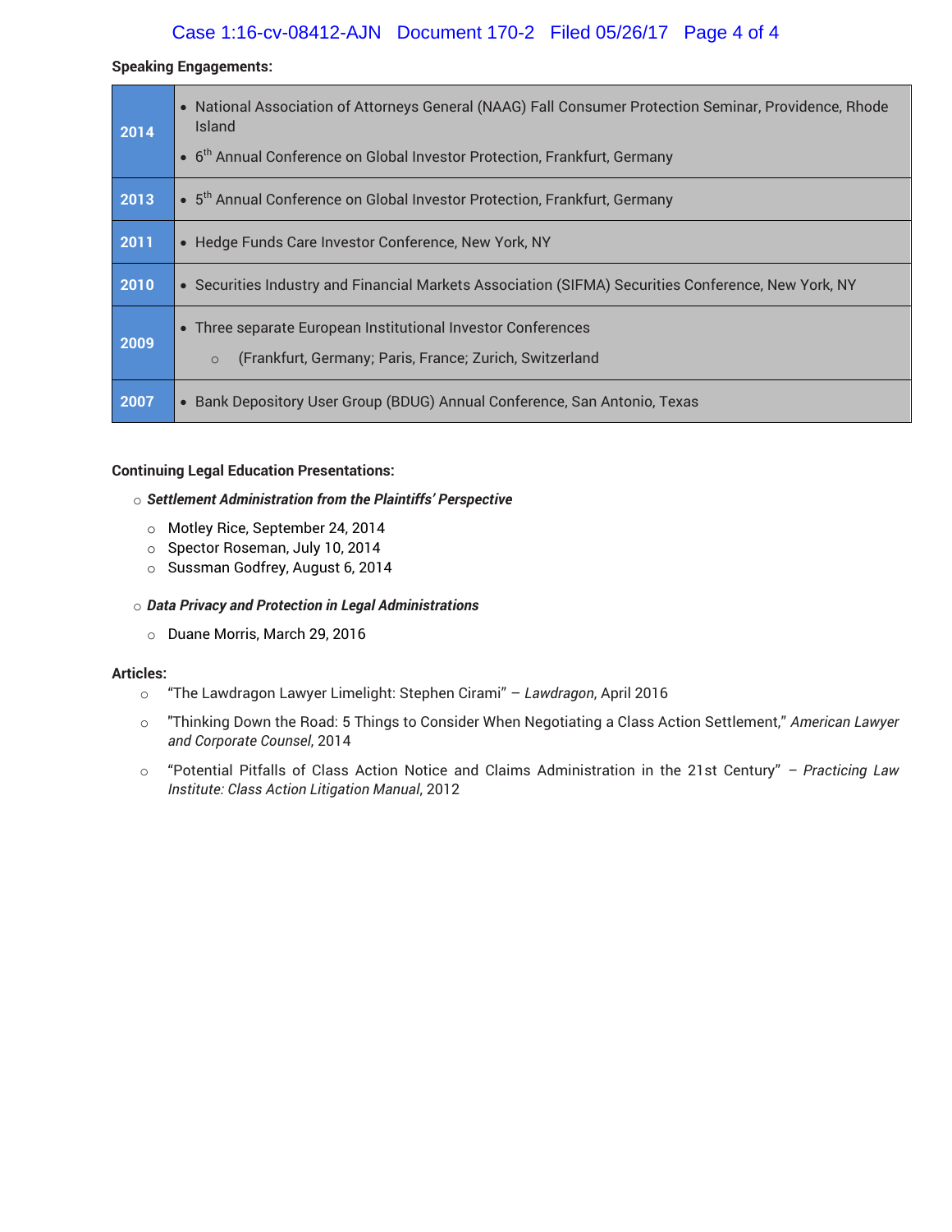**Speaking Engagements:**

| | |
|---|---|
| 2014 | • National Association of Attorneys General (NAAG) Fall Consumer Protection Seminar, Providence, Rhode Island<br>• 6th Annual Conference on Global Investor Protection, Frankfurt, Germany |
| 2013 | • 5th Annual Conference on Global Investor Protection, Frankfurt, Germany |
| 2011 | • Hedge Funds Care Investor Conference, New York, NY |
| 2010 | • Securities Industry and Financial Markets Association (SIFMA) Securities Conference, New York, NY |
| 2009 | • Three separate European Institutional Investor Conferences<br>○ (Frankfurt, Germany; Paris, France; Zurich, Switzerland |
| 2007 | • Bank Depository User Group (BDUG) Annual Conference, San Antonio, Texas |

**Continuing Legal Education Presentations:**

- ***Settlement Administration from the Plaintiffs' Perspective***
  - Motley Rice, September 24, 2014
  - Spector Roseman, July 10, 2014
  - Sussman Godfrey, August 6, 2014

- ***Data Privacy and Protection in Legal Administrations***
  - Duane Morris, March 29, 2016

**Articles:**

- "The Lawdragon Lawyer Limelight: Stephen Cirami" – *Lawdragon*, April 2016
- "Thinking Down the Road: 5 Things to Consider When Negotiating a Class Action Settlement," *American Lawyer and Corporate Counsel*, 2014
- "Potential Pitfalls of Class Action Notice and Claims Administration in the 21st Century" – *Practicing Law Institute: Class Action Litigation Manual*, 2012